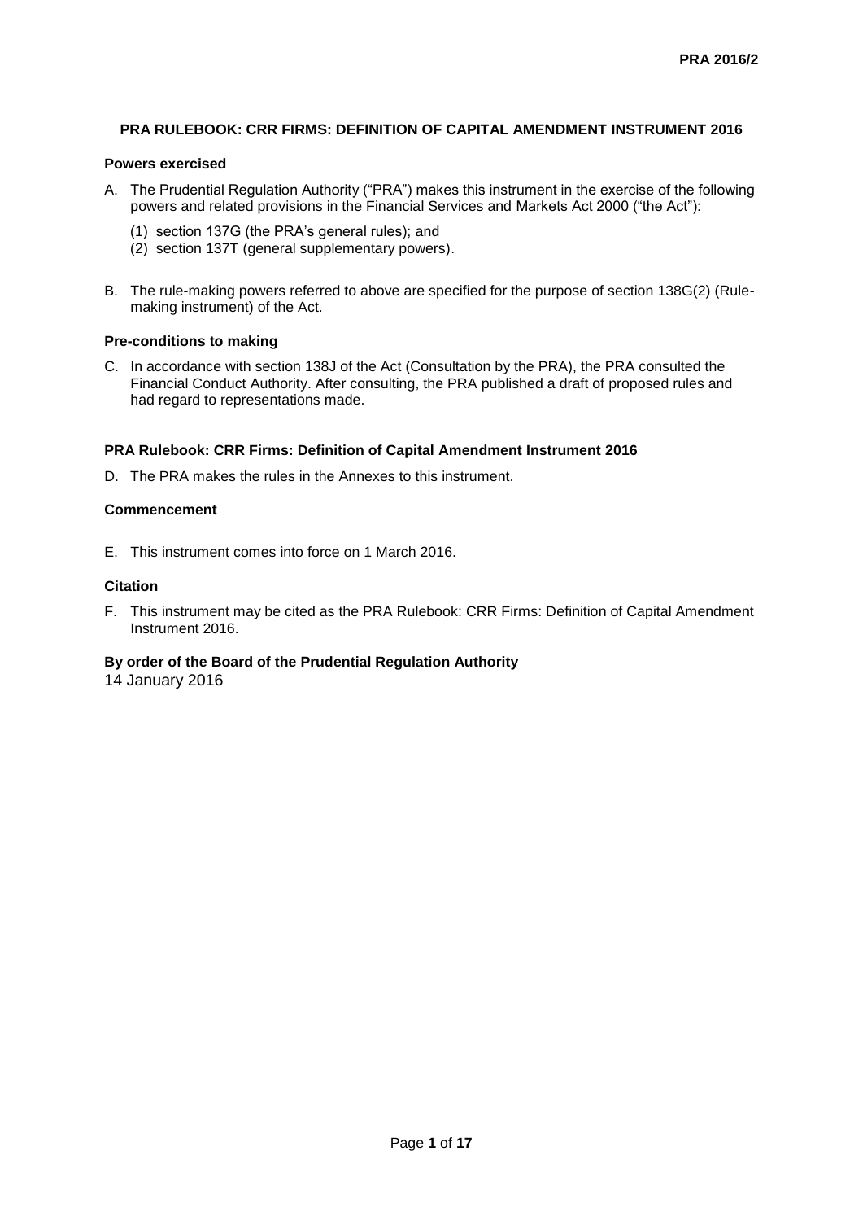PRA 2016/2

# PRA RULEBOOK: CRR FIRMS: DEFINITION OF CAPITAL AMENDMENT INSTRUMENT 2016

**Powers exercised**

A. The Prudential Regulation Authority ("PRA") makes this instrument in the exercise of the following powers and related provisions in the Financial Services and Markets Act 2000 ("the Act"):

(1) section 137G (the PRA's general rules); and
(2) section 137T (general supplementary powers).

B. The rule-making powers referred to above are specified for the purpose of section 138G(2) (Rule-making instrument) of the Act.

**Pre-conditions to making**

C. In accordance with section 138J of the Act (Consultation by the PRA), the PRA consulted the Financial Conduct Authority. After consulting, the PRA published a draft of proposed rules and had regard to representations made.

**PRA Rulebook: CRR Firms: Definition of Capital Amendment Instrument 2016**

D. The PRA makes the rules in the Annexes to this instrument.

**Commencement**

E. This instrument comes into force on 1 March 2016.

**Citation**

F. This instrument may be cited as the PRA Rulebook: CRR Firms: Definition of Capital Amendment Instrument 2016.

**By order of the Board of the Prudential Regulation Authority**
14 January 2016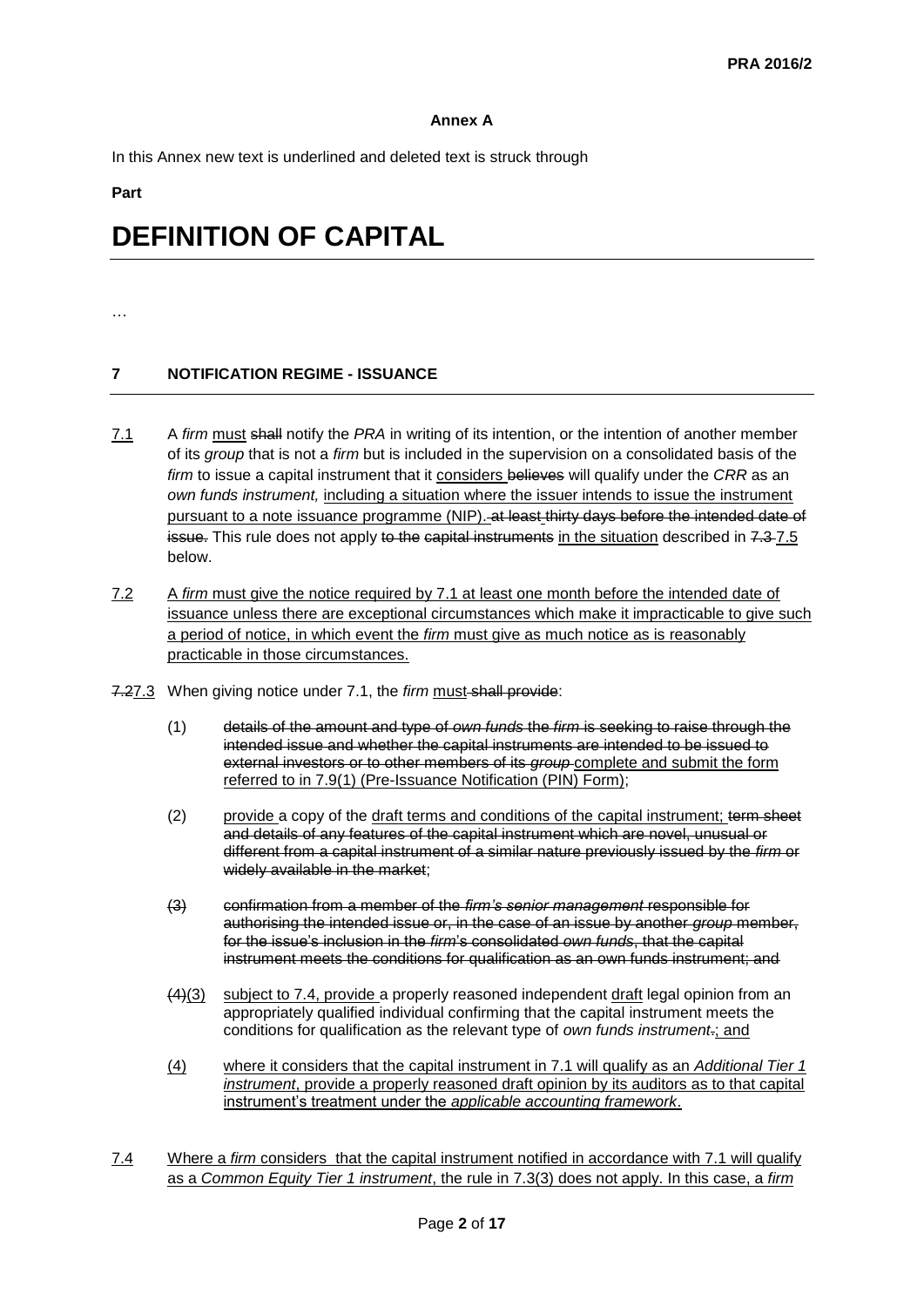**Annex A**

In this Annex new text is underlined and deleted text is struck through

**Part**

# DEFINITION OF CAPITAL

…

## 7 NOTIFICATION REGIME - ISSUANCE

<u>7.1</u> A *firm* <u>must</u> ~~shall~~ notify the *PRA* in writing of its intention, or the intention of another member of its *group* that is not a *firm* but is included in the supervision on a consolidated basis of the *firm* to issue a capital instrument that it <u>considers</u> ~~believes~~ will qualify under the *CRR* as an *own funds instrument,* <u>including a situation where the issuer intends to issue the instrument pursuant to a note issuance programme (NIP).</u> ~~at least thirty days before the intended date of issue.~~ This rule does not apply ~~to the capital instruments~~ <u>in the situation</u> described in ~~7.3~~ <u>7.5</u> below.

<u>7.2</u> <u>A *firm* must give the notice required by 7.1 at least one month before the intended date of issuance unless there are exceptional circumstances which make it impracticable to give such a period of notice, in which event the *firm* must give as much notice as is reasonably practicable in those circumstances.</u>

~~7.2~~<u>7.3</u> When giving notice under 7.1, the *firm* <u>must</u> ~~shall provide~~:

(1) ~~details of the amount and type of *own funds* the *firm* is seeking to raise through the intended issue and whether the capital instruments are intended to be issued to external investors or to other members of its *group*~~ <u>complete and submit the form referred to in 7.9(1) (Pre-Issuance Notification (PIN) Form)</u>;

(2) <u>provide</u> a copy of the <u>draft terms and conditions of the capital instrument;</u> ~~term sheet and details of any features of the capital instrument which are novel, unusual or different from a capital instrument of a similar nature previously issued by the *firm* or widely available in the market~~;

~~(3) confirmation from a member of the *firm's senior management* responsible for authorising the intended issue or, in the case of an issue by another *group* member, for the issue's inclusion in the *firm*'s consolidated *own funds*, that the capital instrument meets the conditions for qualification as an own funds instrument; and~~

~~(4)~~<u>(3)</u> <u>subject to 7.4, provide</u> a properly reasoned independent <u>draft</u> legal opinion from an appropriately qualified individual confirming that the capital instrument meets the conditions for qualification as the relevant type of *own funds instrument*~~.~~<u>; and</u>

<u>(4)</u> <u>where it considers that the capital instrument in 7.1 will qualify as an *Additional Tier 1 instrument*, provide a properly reasoned draft opinion by its auditors as to that capital instrument's treatment under the *applicable accounting framework*.</u>

<u>7.4</u> <u>Where a *firm* considers that the capital instrument notified in accordance with 7.1 will qualify as a *Common Equity Tier 1 instrument*, the rule in 7.3(3) does not apply. In this case, a *firm*</u>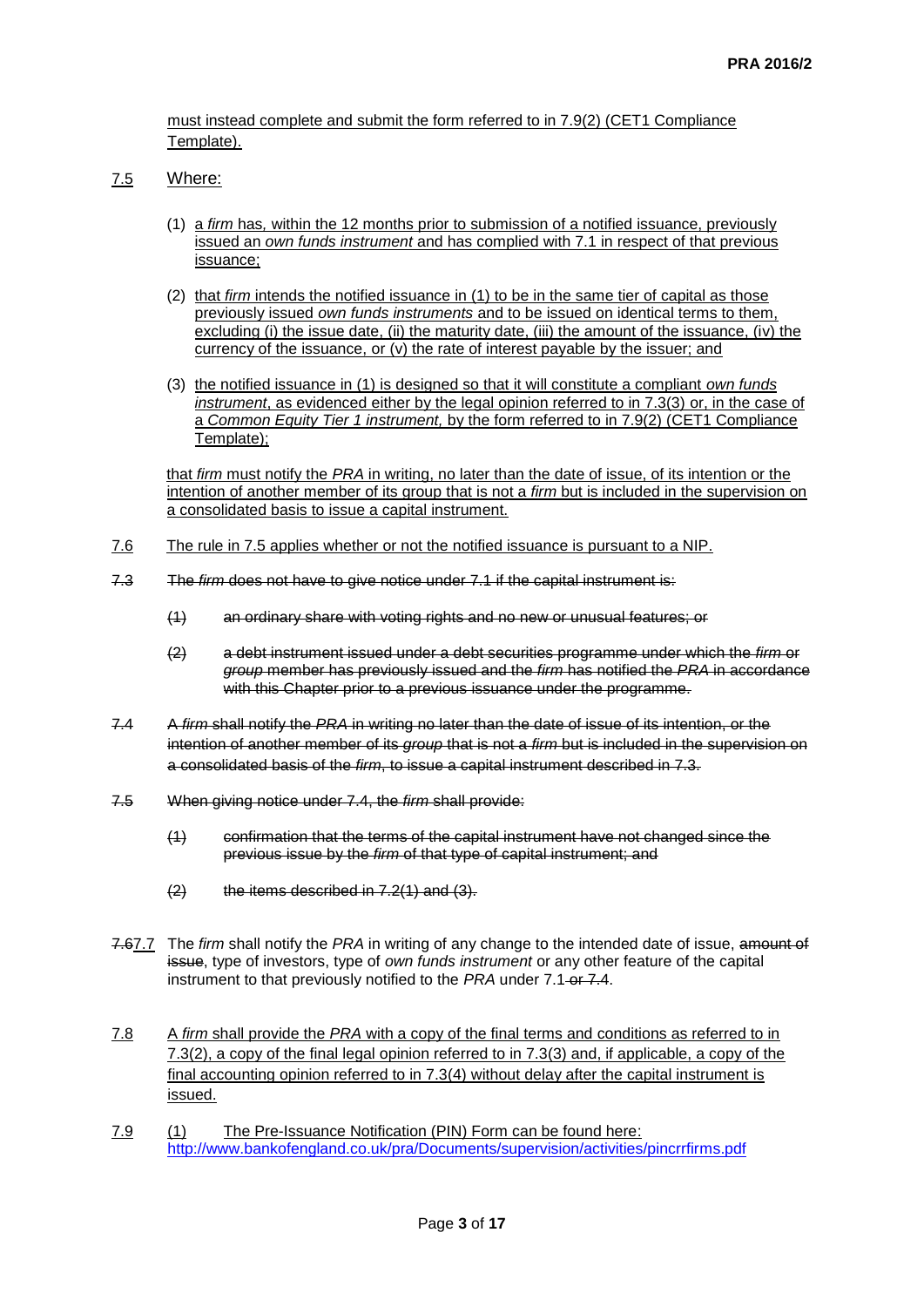must instead complete and submit the form referred to in 7.9(2) (CET1 Compliance Template).

7.5 Where:

(1) a *firm* has, within the 12 months prior to submission of a notified issuance, previously issued an *own funds instrument* and has complied with 7.1 in respect of that previous issuance;

(2) that *firm* intends the notified issuance in (1) to be in the same tier of capital as those previously issued *own funds instruments* and to be issued on identical terms to them, excluding (i) the issue date, (ii) the maturity date, (iii) the amount of the issuance, (iv) the currency of the issuance, or (v) the rate of interest payable by the issuer; and

(3) the notified issuance in (1) is designed so that it will constitute a compliant *own funds instrument*, as evidenced either by the legal opinion referred to in 7.3(3) or, in the case of a *Common Equity Tier 1 instrument,* by the form referred to in 7.9(2) (CET1 Compliance Template);

that *firm* must notify the *PRA* in writing, no later than the date of issue, of its intention or the intention of another member of its group that is not a *firm* but is included in the supervision on a consolidated basis to issue a capital instrument.

7.6 The rule in 7.5 applies whether or not the notified issuance is pursuant to a NIP.

~~7.3 The *firm* does not have to give notice under 7.1 if the capital instrument is:~~

~~(1) an ordinary share with voting rights and no new or unusual features; or~~

~~(2) a debt instrument issued under a debt securities programme under which the *firm* or *group* member has previously issued and the *firm* has notified the *PRA* in accordance with this Chapter prior to a previous issuance under the programme.~~

~~7.4 A *firm* shall notify the *PRA* in writing no later than the date of issue of its intention, or the intention of another member of its *group* that is not a *firm* but is included in the supervision on a consolidated basis of the *firm*, to issue a capital instrument described in 7.3.~~

~~7.5 When giving notice under 7.4, the *firm* shall provide:~~

~~(1) confirmation that the terms of the capital instrument have not changed since the previous issue by the *firm* of that type of capital instrument; and~~

~~(2) the items described in 7.2(1) and (3).~~

~~7.6~~7.7 The *firm* shall notify the *PRA* in writing of any change to the intended date of issue, ~~amount of issue~~, type of investors, type of *own funds instrument* or any other feature of the capital instrument to that previously notified to the *PRA* under 7.1 ~~or 7.4~~.

7.8 A *firm* shall provide the *PRA* with a copy of the final terms and conditions as referred to in 7.3(2), a copy of the final legal opinion referred to in 7.3(3) and, if applicable, a copy of the final accounting opinion referred to in 7.3(4) without delay after the capital instrument is issued.

7.9 (1) The Pre-Issuance Notification (PIN) Form can be found here: http://www.bankofengland.co.uk/pra/Documents/supervision/activities/pincrrfirms.pdf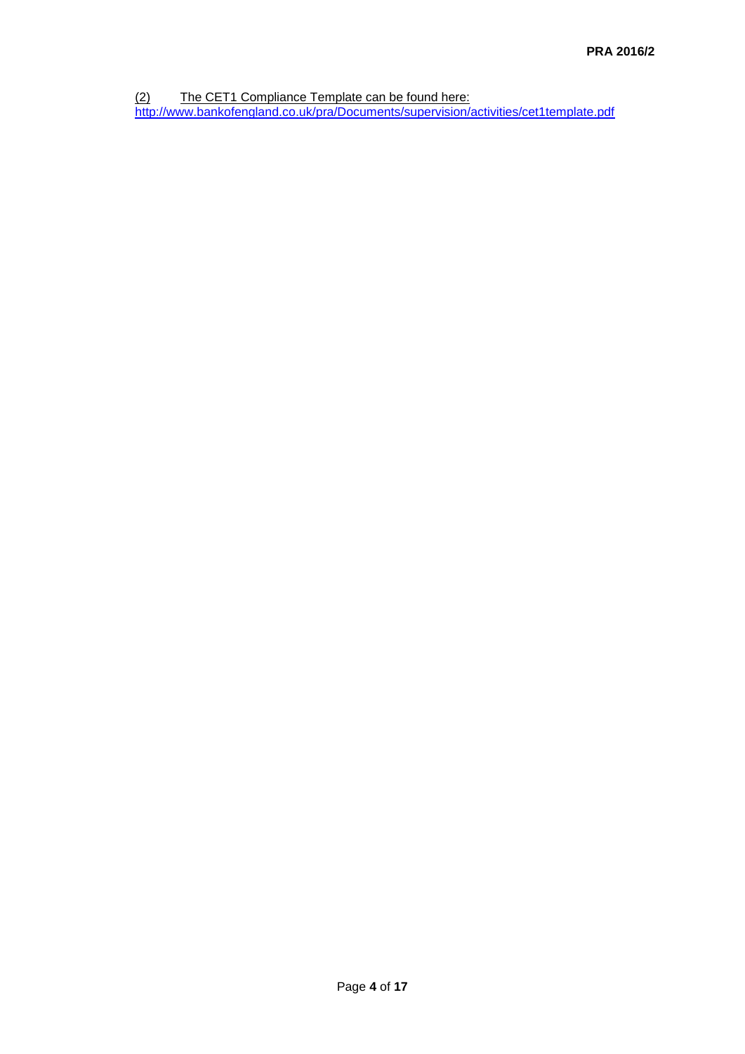(2) The CET1 Compliance Template can be found here: http://www.bankofengland.co.uk/pra/Documents/supervision/activities/cet1template.pdf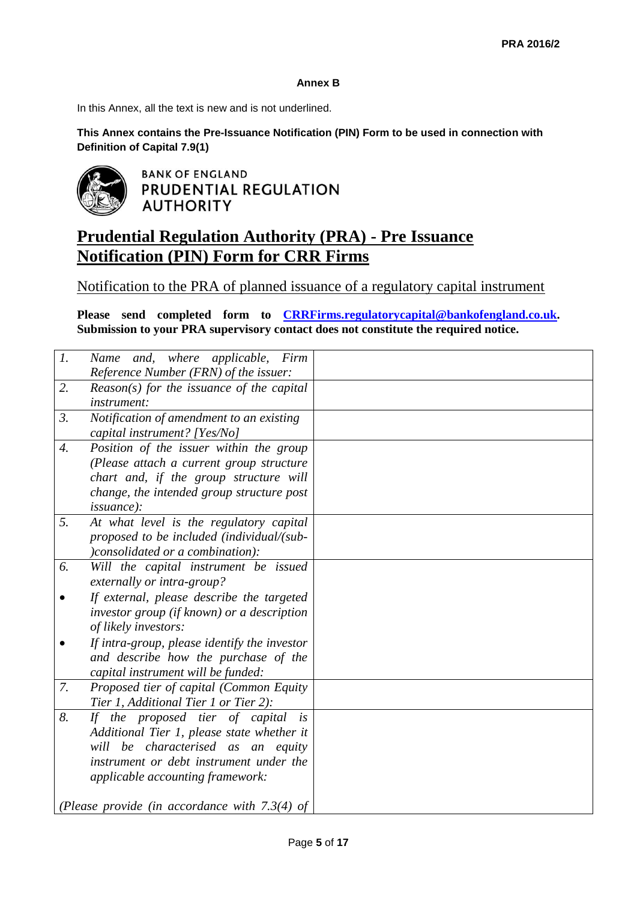**Annex B**

In this Annex, all the text is new and is not underlined.

**This Annex contains the Pre-Issuance Notification (PIN) Form to be used in connection with Definition of Capital 7.9(1)**

BANK OF ENGLAND
PRUDENTIAL REGULATION AUTHORITY

# Prudential Regulation Authority (PRA) - Pre Issuance Notification (PIN) Form for CRR Firms

Notification to the PRA of planned issuance of a regulatory capital instrument

**Please send completed form to [CRRFirms.regulatorycapital@bankofengland.co.uk](mailto:CRRFirms.regulatorycapital@bankofengland.co.uk). Submission to your PRA supervisory contact does not constitute the required notice.**

| | | |
|---|---|---|
| *1.* | *Name and, where applicable, Firm Reference Number (FRN) of the issuer:* | |
| *2.* | *Reason(s) for the issuance of the capital instrument:* | |
| *3.* | *Notification of amendment to an existing capital instrument? [Yes/No]* | |
| *4.* | *Position of the issuer within the group (Please attach a current group structure chart and, if the group structure will change, the intended group structure post issuance):* | |
| *5.* | *At what level is the regulatory capital proposed to be included (individual/(sub-)consolidated or a combination):* | |
| *6.* | *Will the capital instrument be issued externally or intra-group?*<br>• *If external, please describe the targeted investor group (if known) or a description of likely investors:*<br>• *If intra-group, please identify the investor and describe how the purchase of the capital instrument will be funded:* | |
| *7.* | *Proposed tier of capital (Common Equity Tier 1, Additional Tier 1 or Tier 2):* | |
| *8.* | *If the proposed tier of capital is Additional Tier 1, please state whether it will be characterised as an equity instrument or debt instrument under the applicable accounting framework:*<br><br>*(Please provide (in accordance with 7.3(4) of* | |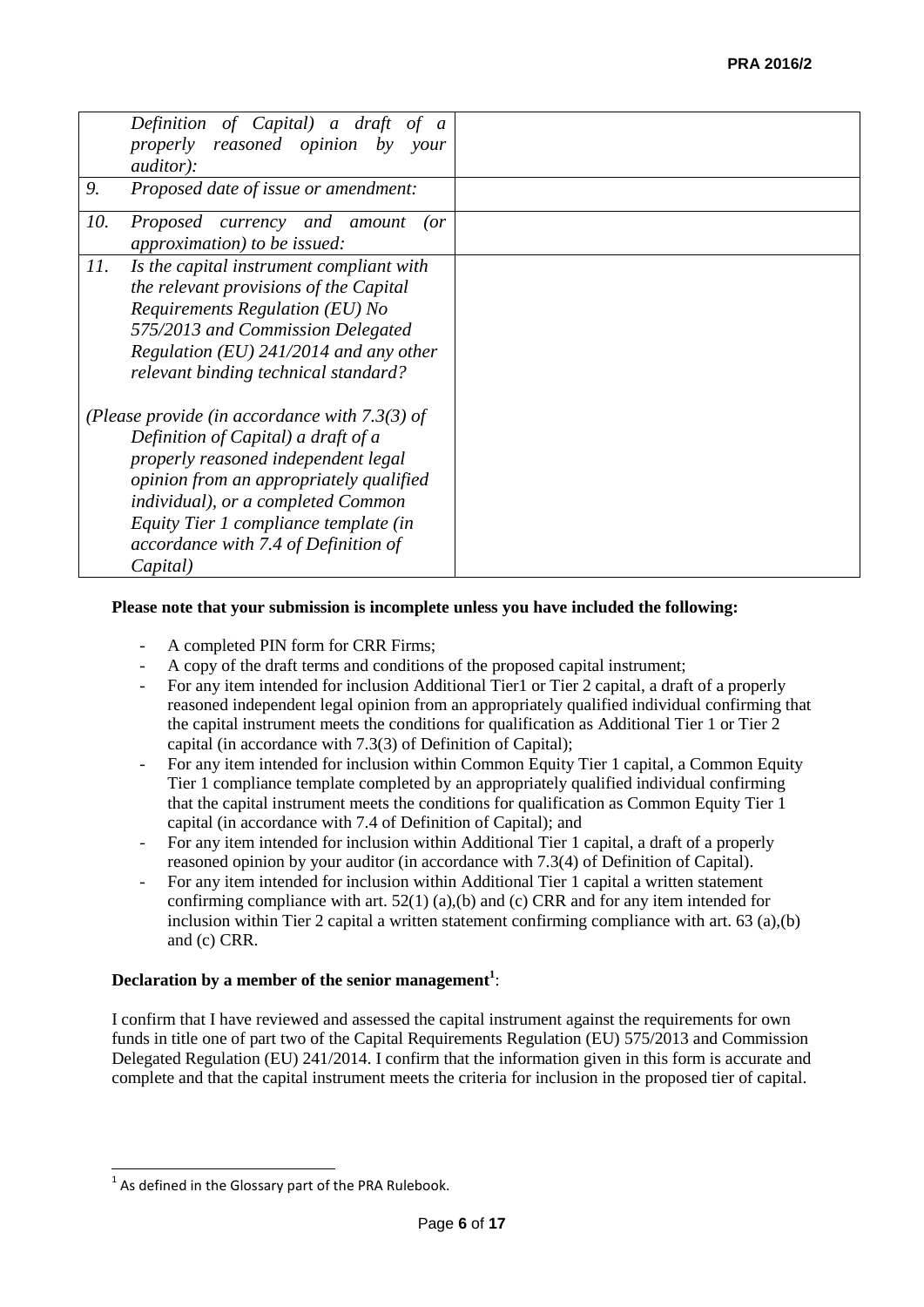| | |
|---|---|
| *Definition of Capital) a draft of a properly reasoned opinion by your auditor):* | |
| *9. Proposed date of issue or amendment:* | |
| *10. Proposed currency and amount (or approximation) to be issued:* | |
| *11. Is the capital instrument compliant with the relevant provisions of the Capital Requirements Regulation (EU) No 575/2013 and Commission Delegated Regulation (EU) 241/2014 and any other relevant binding technical standard?*<br><br>*(Please provide (in accordance with 7.3(3) of Definition of Capital) a draft of a properly reasoned independent legal opinion from an appropriately qualified individual), or a completed Common Equity Tier 1 compliance template (in accordance with 7.4 of Definition of Capital)* | |

**Please note that your submission is incomplete unless you have included the following:**

- A completed PIN form for CRR Firms;
- A copy of the draft terms and conditions of the proposed capital instrument;
- For any item intended for inclusion Additional Tier1 or Tier 2 capital, a draft of a properly reasoned independent legal opinion from an appropriately qualified individual confirming that the capital instrument meets the conditions for qualification as Additional Tier 1 or Tier 2 capital (in accordance with 7.3(3) of Definition of Capital);
- For any item intended for inclusion within Common Equity Tier 1 capital, a Common Equity Tier 1 compliance template completed by an appropriately qualified individual confirming that the capital instrument meets the conditions for qualification as Common Equity Tier 1 capital (in accordance with 7.4 of Definition of Capital); and
- For any item intended for inclusion within Additional Tier 1 capital, a draft of a properly reasoned opinion by your auditor (in accordance with 7.3(4) of Definition of Capital).
- For any item intended for inclusion within Additional Tier 1 capital a written statement confirming compliance with art. 52(1) (a),(b) and (c) CRR and for any item intended for inclusion within Tier 2 capital a written statement confirming compliance with art. 63 (a),(b) and (c) CRR.

**Declaration by a member of the senior management[1]**:

I confirm that I have reviewed and assessed the capital instrument against the requirements for own funds in title one of part two of the Capital Requirements Regulation (EU) 575/2013 and Commission Delegated Regulation (EU) 241/2014. I confirm that the information given in this form is accurate and complete and that the capital instrument meets the criteria for inclusion in the proposed tier of capital.

[1] As defined in the Glossary part of the PRA Rulebook.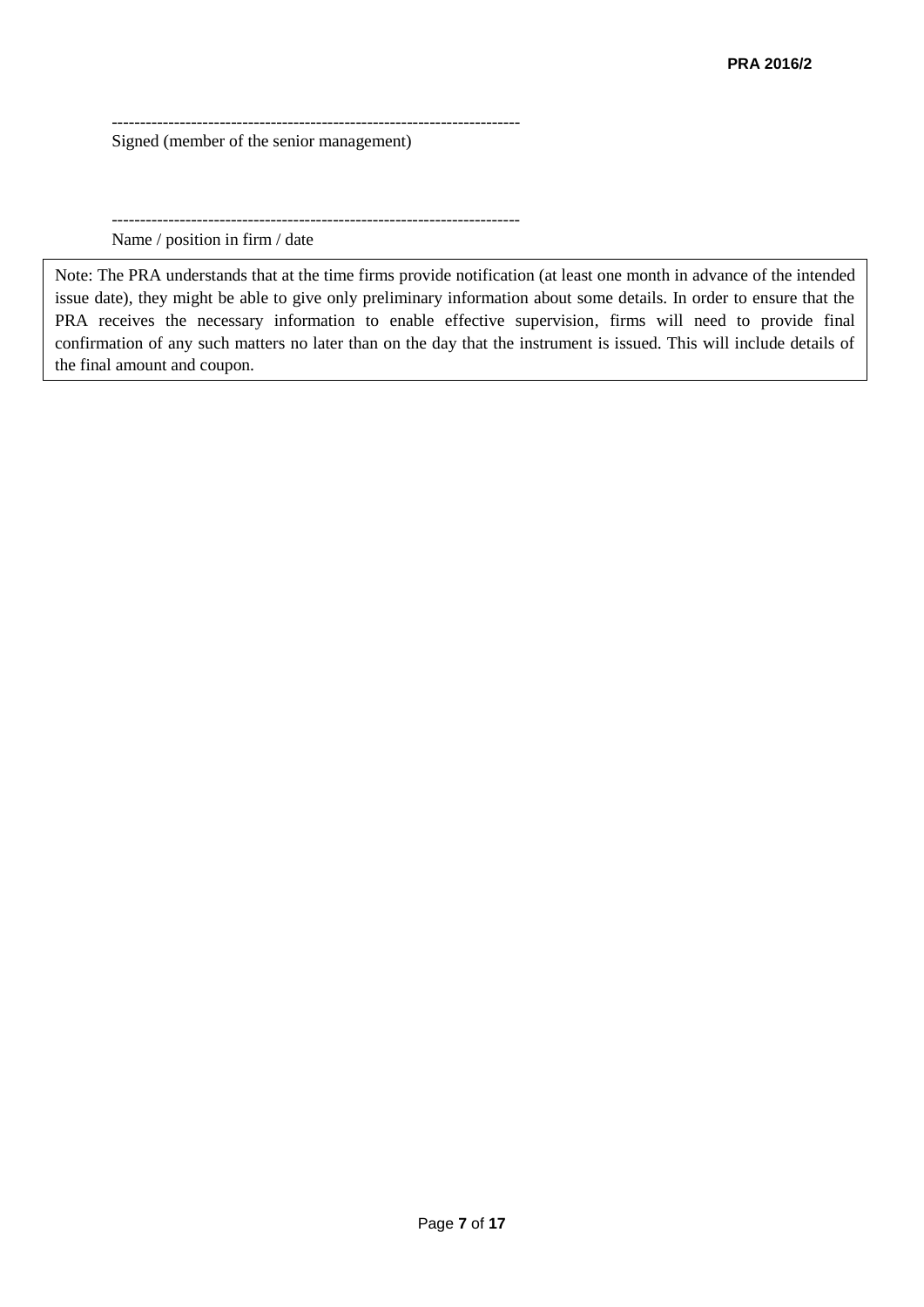------------------------------------------------------------------------
Signed (member of the senior management)

------------------------------------------------------------------------
Name / position in firm / date

Note: The PRA understands that at the time firms provide notification (at least one month in advance of the intended issue date), they might be able to give only preliminary information about some details. In order to ensure that the PRA receives the necessary information to enable effective supervision, firms will need to provide final confirmation of any such matters no later than on the day that the instrument is issued. This will include details of the final amount and coupon.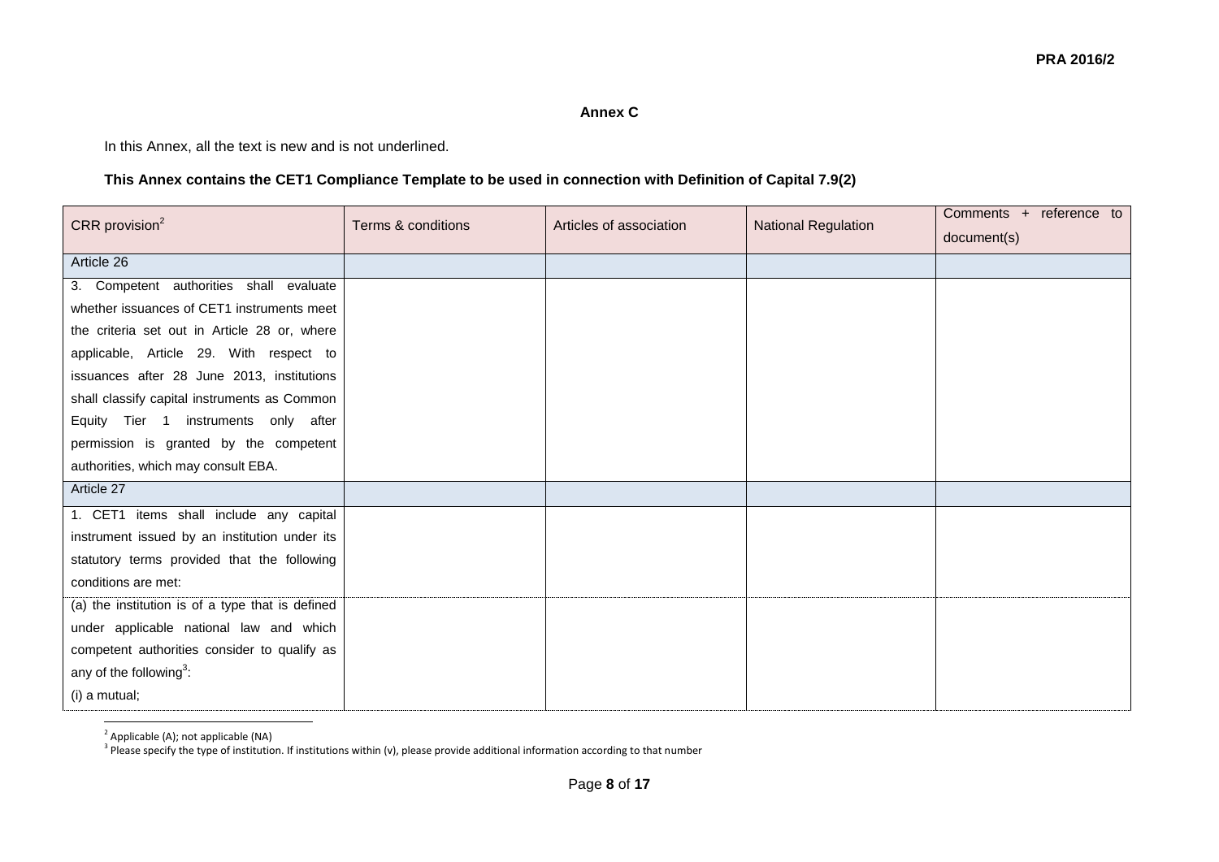**Annex C**

In this Annex, all the text is new and is not underlined.

**This Annex contains the CET1 Compliance Template to be used in connection with Definition of Capital 7.9(2)**

| CRR provision[2] | Terms & conditions | Articles of association | National Regulation | Comments + reference to document(s) |
|---|---|---|---|---|
| Article 26 | | | | |
| 3. Competent authorities shall evaluate whether issuances of CET1 instruments meet the criteria set out in Article 28 or, where applicable, Article 29. With respect to issuances after 28 June 2013, institutions shall classify capital instruments as Common Equity Tier 1 instruments only after permission is granted by the competent authorities, which may consult EBA. | | | | |
| Article 27 | | | | |
| 1. CET1 items shall include any capital instrument issued by an institution under its statutory terms provided that the following conditions are met: | | | | |
| (a) the institution is of a type that is defined under applicable national law and which competent authorities consider to qualify as any of the following[3]:<br>(i) a mutual; | | | | |

[2] Applicable (A); not applicable (NA)

[3] Please specify the type of institution. If institutions within (v), please provide additional information according to that number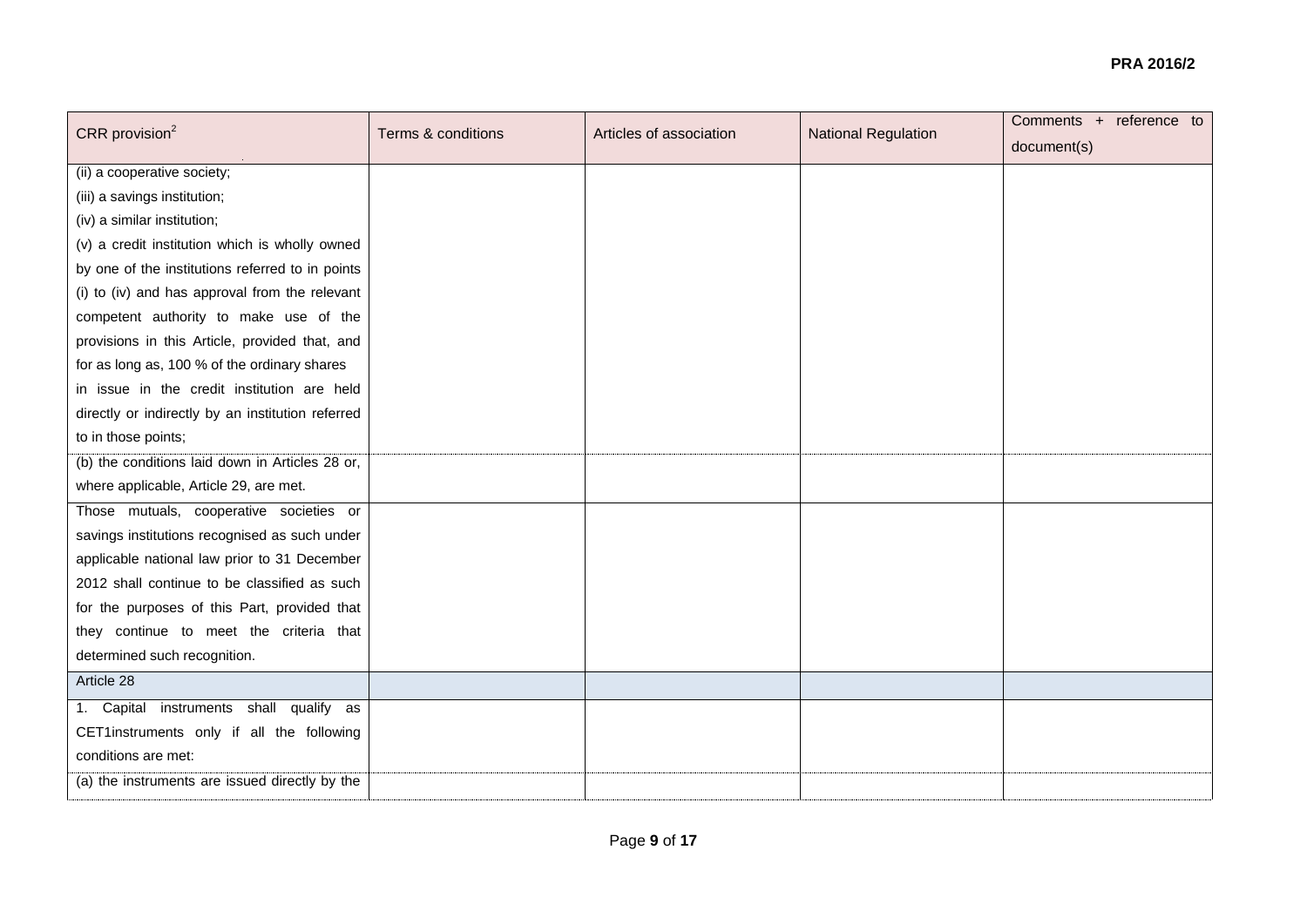| CRR provision[2] | Terms & conditions | Articles of association | National Regulation | Comments + reference to document(s) |
|---|---|---|---|---|
| (ii) a cooperative society;<br>(iii) a savings institution;<br>(iv) a similar institution;<br>(v) a credit institution which is wholly owned by one of the institutions referred to in points (i) to (iv) and has approval from the relevant competent authority to make use of the provisions in this Article, provided that, and for as long as, 100 % of the ordinary shares in issue in the credit institution are held directly or indirectly by an institution referred to in those points; | | | | |
| (b) the conditions laid down in Articles 28 or, where applicable, Article 29, are met. | | | | |
| Those mutuals, cooperative societies or savings institutions recognised as such under applicable national law prior to 31 December 2012 shall continue to be classified as such for the purposes of this Part, provided that they continue to meet the criteria that determined such recognition. | | | | |
| Article 28 | | | | |
| 1. Capital instruments shall qualify as CET1instruments only if all the following conditions are met: | | | | |
| (a) the instruments are issued directly by the | | | | |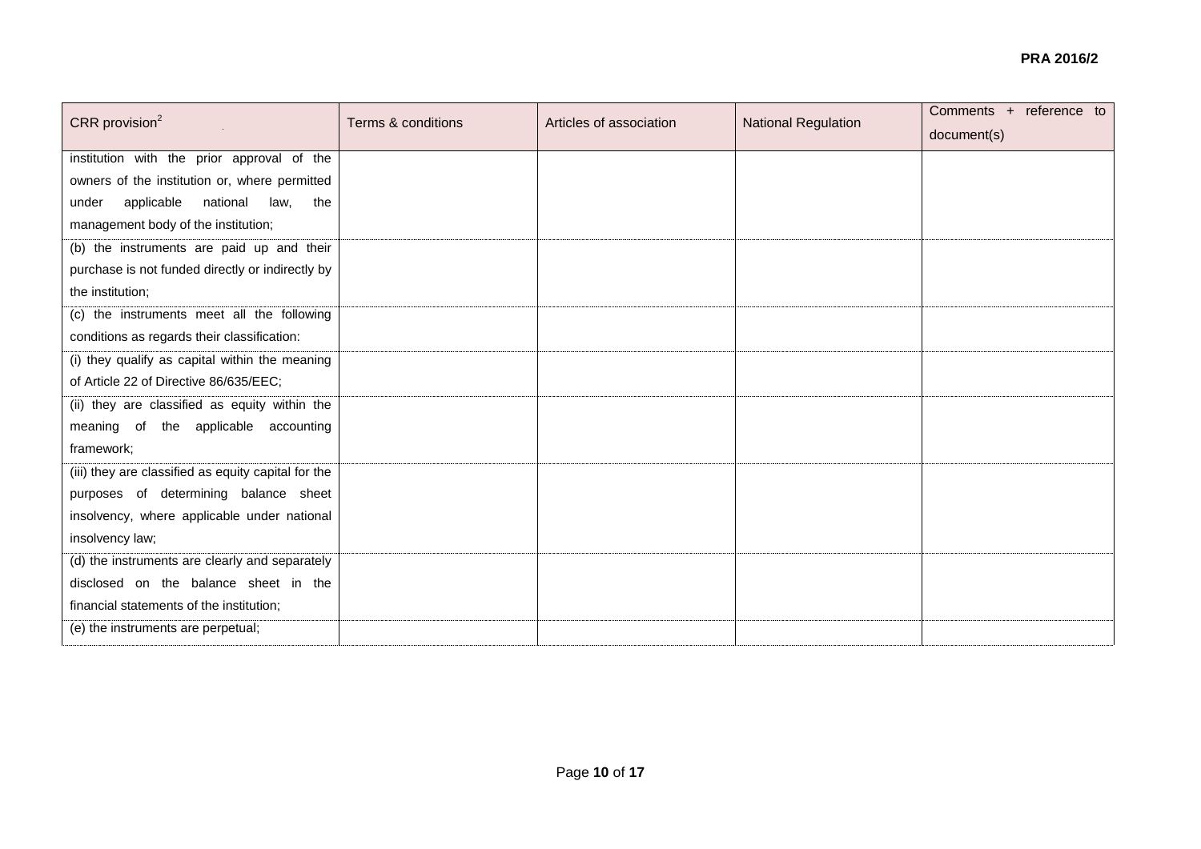| CRR provision[2] | Terms & conditions | Articles of association | National Regulation | Comments + reference to document(s) |
|---|---|---|---|---|
| institution with the prior approval of the owners of the institution or, where permitted under applicable national law, the management body of the institution; | | | | |
| (b) the instruments are paid up and their purchase is not funded directly or indirectly by the institution; | | | | |
| (c) the instruments meet all the following conditions as regards their classification: | | | | |
| (i) they qualify as capital within the meaning of Article 22 of Directive 86/635/EEC; | | | | |
| (ii) they are classified as equity within the meaning of the applicable accounting framework; | | | | |
| (iii) they are classified as equity capital for the purposes of determining balance sheet insolvency, where applicable under national insolvency law; | | | | |
| (d) the instruments are clearly and separately disclosed on the balance sheet in the financial statements of the institution; | | | | |
| (e) the instruments are perpetual; | | | | |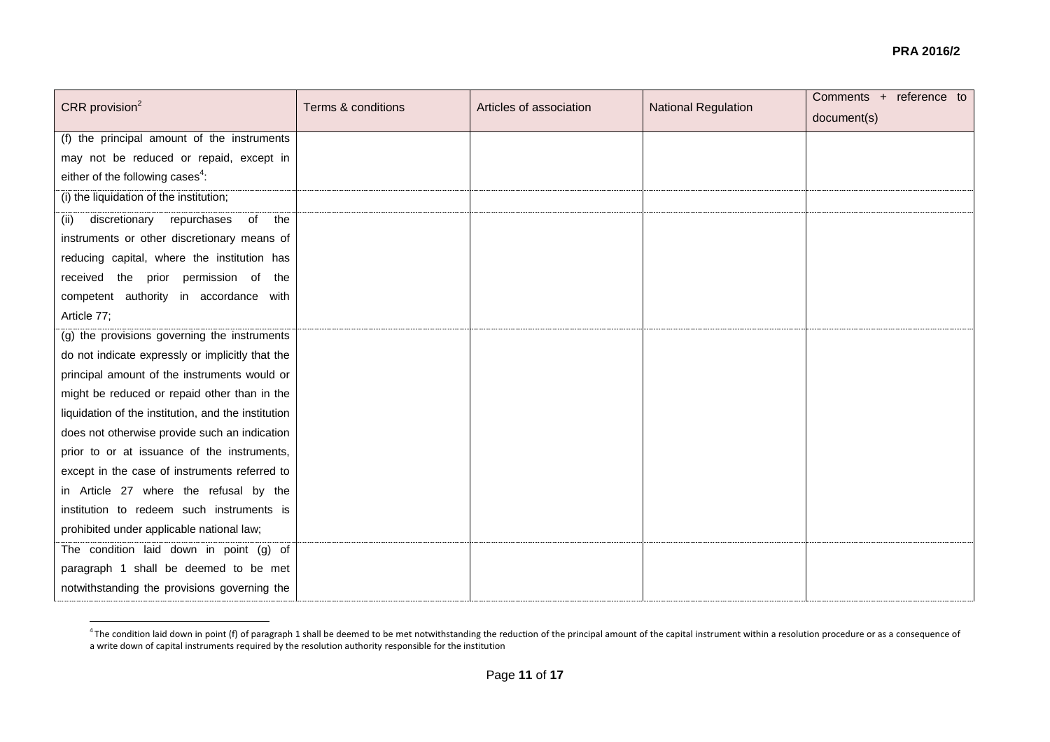| CRR provision[2] | Terms & conditions | Articles of association | National Regulation | Comments + reference to document(s) |
|---|---|---|---|---|
| (f) the principal amount of the instruments may not be reduced or repaid, except in either of the following cases[4]: | | | | |
| (i) the liquidation of the institution; | | | | |
| (ii) discretionary repurchases of the instruments or other discretionary means of reducing capital, where the institution has received the prior permission of the competent authority in accordance with Article 77; | | | | |
| (g) the provisions governing the instruments do not indicate expressly or implicitly that the principal amount of the instruments would or might be reduced or repaid other than in the liquidation of the institution, and the institution does not otherwise provide such an indication prior to or at issuance of the instruments, except in the case of instruments referred to in Article 27 where the refusal by the institution to redeem such instruments is prohibited under applicable national law; | | | | |
| The condition laid down in point (g) of paragraph 1 shall be deemed to be met notwithstanding the provisions governing the | | | | |

[4] The condition laid down in point (f) of paragraph 1 shall be deemed to be met notwithstanding the reduction of the principal amount of the capital instrument within a resolution procedure or as a consequence of a write down of capital instruments required by the resolution authority responsible for the institution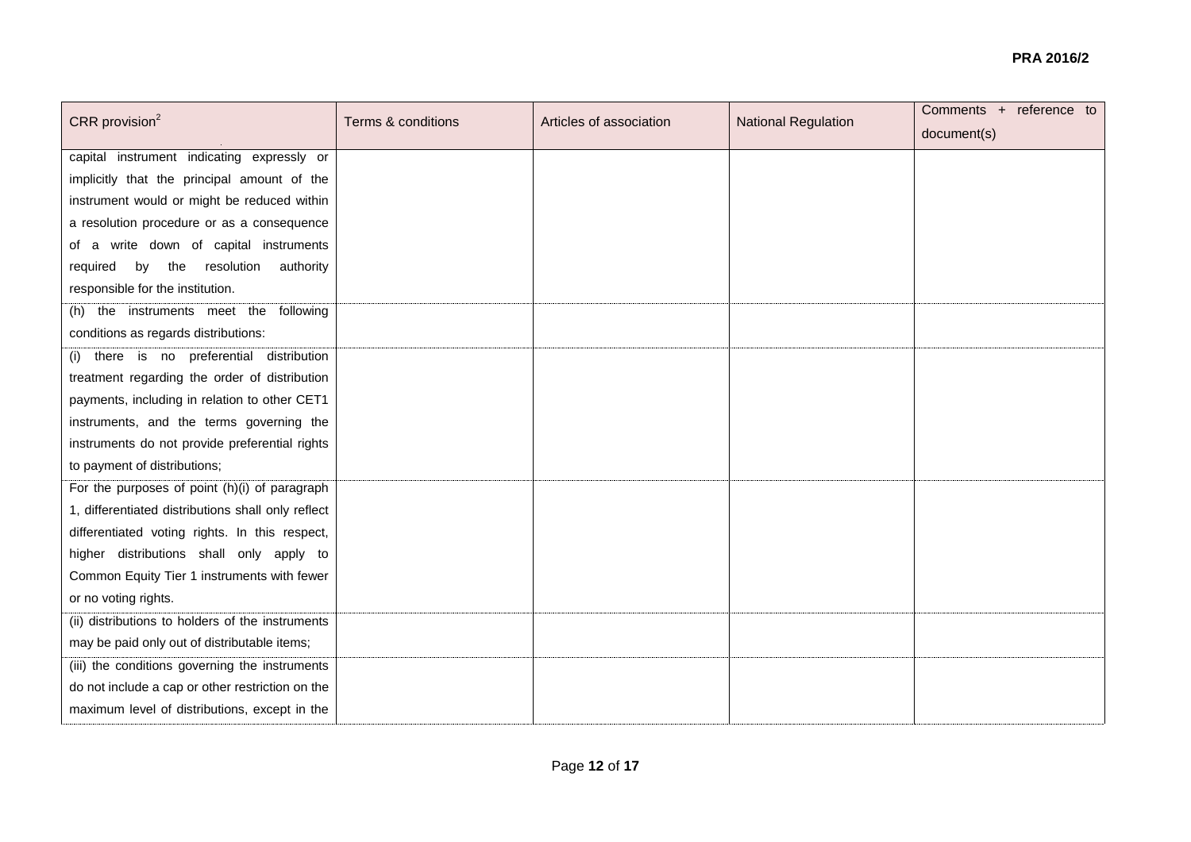| CRR provision[2] | Terms & conditions | Articles of association | National Regulation | Comments + reference to document(s) |
|---|---|---|---|---|
| capital instrument indicating expressly or implicitly that the principal amount of the instrument would or might be reduced within a resolution procedure or as a consequence of a write down of capital instruments required by the resolution authority responsible for the institution. | | | | |
| (h) the instruments meet the following conditions as regards distributions: | | | | |
| (i) there is no preferential distribution treatment regarding the order of distribution payments, including in relation to other CET1 instruments, and the terms governing the instruments do not provide preferential rights to payment of distributions; | | | | |
| For the purposes of point (h)(i) of paragraph 1, differentiated distributions shall only reflect differentiated voting rights. In this respect, higher distributions shall only apply to Common Equity Tier 1 instruments with fewer or no voting rights. | | | | |
| (ii) distributions to holders of the instruments may be paid only out of distributable items; | | | | |
| (iii) the conditions governing the instruments do not include a cap or other restriction on the maximum level of distributions, except in the | | | | |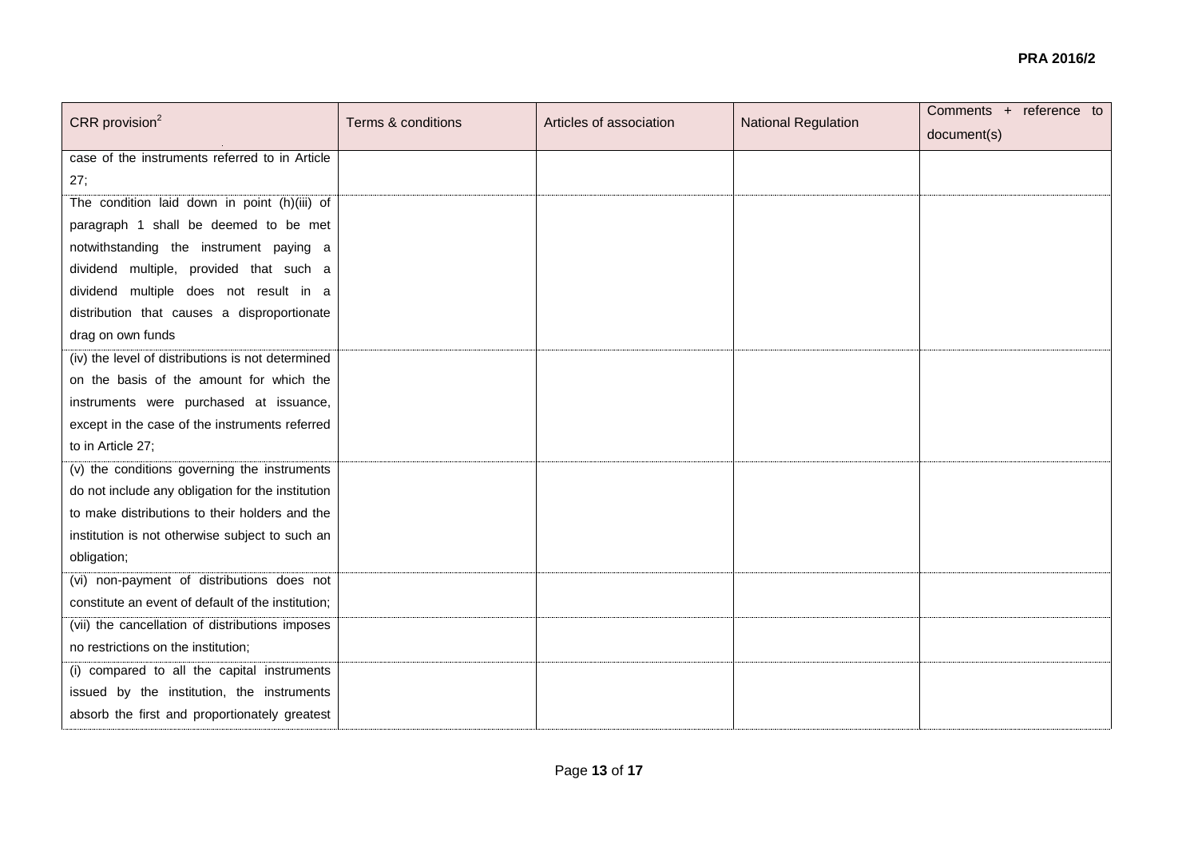| CRR provision[2] | Terms & conditions | Articles of association | National Regulation | Comments + reference to document(s) |
| --- | --- | --- | --- | --- |
| case of the instruments referred to in Article 27; | | | | |
| The condition laid down in point (h)(iii) of paragraph 1 shall be deemed to be met notwithstanding the instrument paying a dividend multiple, provided that such a dividend multiple does not result in a distribution that causes a disproportionate drag on own funds | | | | |
| (iv) the level of distributions is not determined on the basis of the amount for which the instruments were purchased at issuance, except in the case of the instruments referred to in Article 27; | | | | |
| (v) the conditions governing the instruments do not include any obligation for the institution to make distributions to their holders and the institution is not otherwise subject to such an obligation; | | | | |
| (vi) non-payment of distributions does not constitute an event of default of the institution; | | | | |
| (vii) the cancellation of distributions imposes no restrictions on the institution; | | | | |
| (i) compared to all the capital instruments issued by the institution, the instruments absorb the first and proportionately greatest | | | | |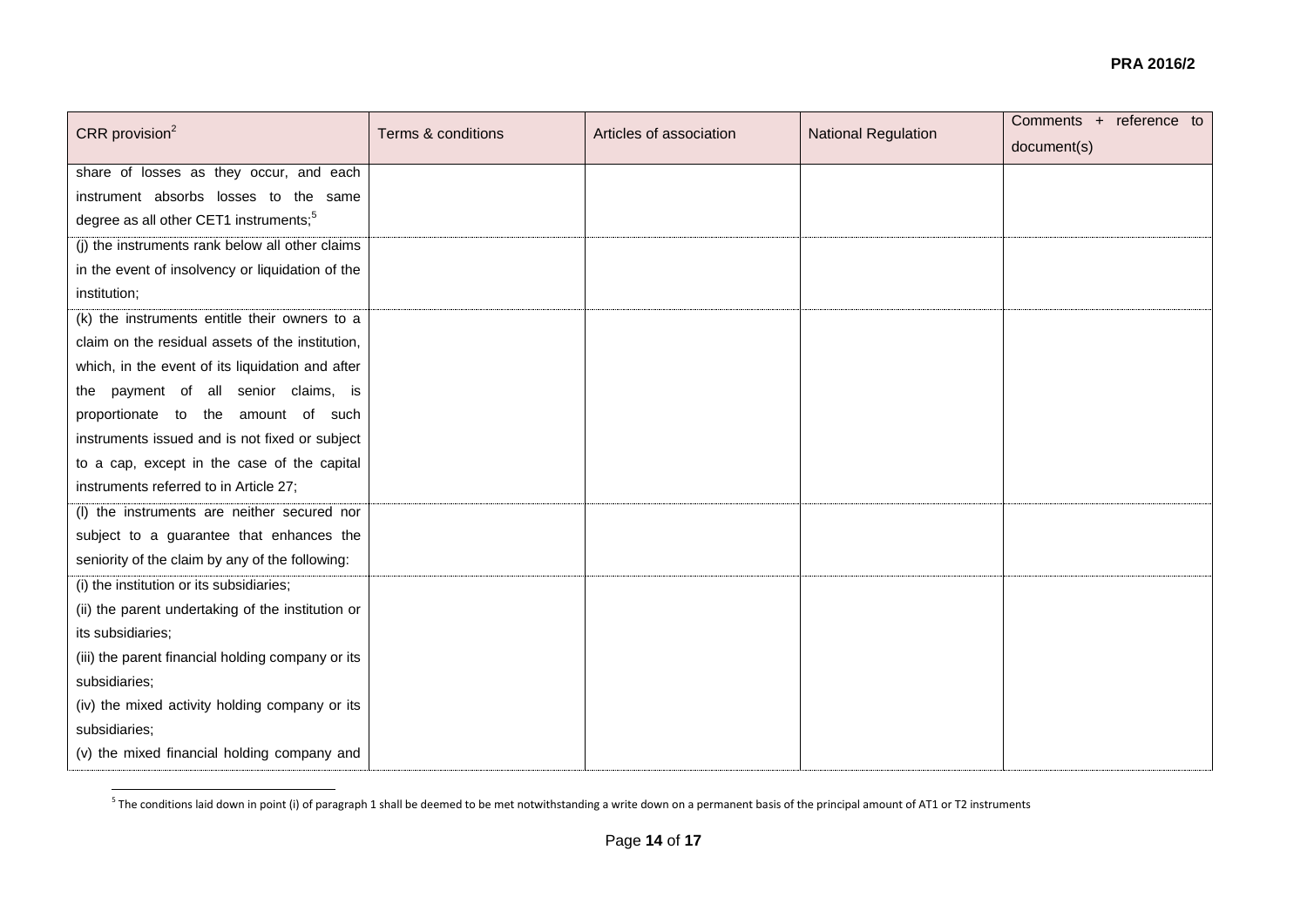| CRR provision[2] | Terms & conditions | Articles of association | National Regulation | Comments + reference to document(s) |
|---|---|---|---|---|
| share of losses as they occur, and each instrument absorbs losses to the same degree as all other CET1 instruments;[5] | | | | |
| (j) the instruments rank below all other claims in the event of insolvency or liquidation of the institution; | | | | |
| (k) the instruments entitle their owners to a claim on the residual assets of the institution, which, in the event of its liquidation and after the payment of all senior claims, is proportionate to the amount of such instruments issued and is not fixed or subject to a cap, except in the case of the capital instruments referred to in Article 27; | | | | |
| (l) the instruments are neither secured nor subject to a guarantee that enhances the seniority of the claim by any of the following: | | | | |
| (i) the institution or its subsidiaries;<br>(ii) the parent undertaking of the institution or its subsidiaries;<br>(iii) the parent financial holding company or its subsidiaries;<br>(iv) the mixed activity holding company or its subsidiaries;<br>(v) the mixed financial holding company and | | | | |

[5] The conditions laid down in point (i) of paragraph 1 shall be deemed to be met notwithstanding a write down on a permanent basis of the principal amount of AT1 or T2 instruments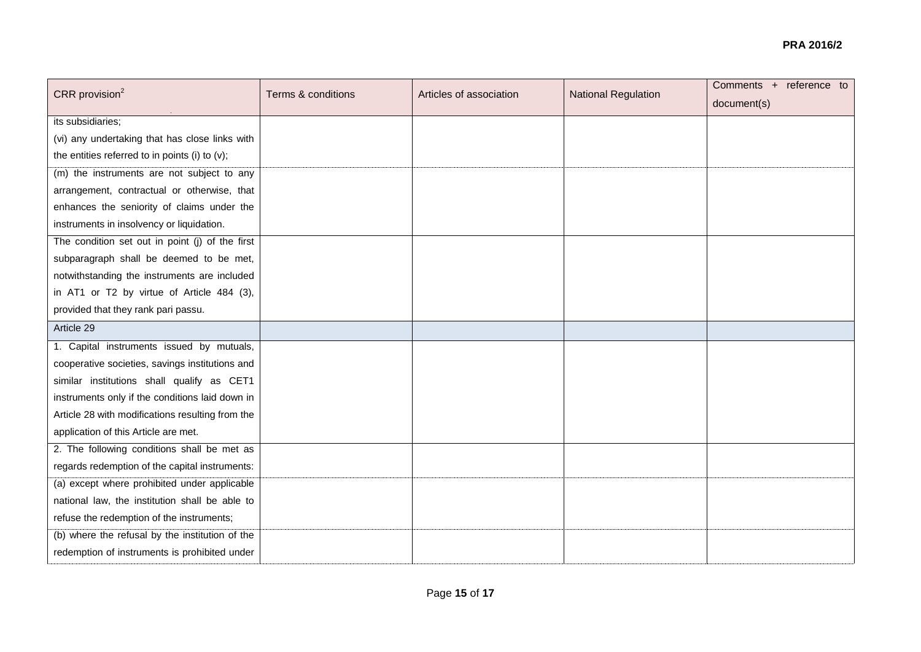| CRR provision[2] | Terms & conditions | Articles of association | National Regulation | Comments + reference to document(s) |
|---|---|---|---|---|
| its subsidiaries;<br>(vi) any undertaking that has close links with the entities referred to in points (i) to (v); | | | | |
| (m) the instruments are not subject to any arrangement, contractual or otherwise, that enhances the seniority of claims under the instruments in insolvency or liquidation. | | | | |
| The condition set out in point (j) of the first subparagraph shall be deemed to be met, notwithstanding the instruments are included in AT1 or T2 by virtue of Article 484 (3), provided that they rank pari passu. | | | | |
| Article 29 | | | | |
| 1. Capital instruments issued by mutuals, cooperative societies, savings institutions and similar institutions shall qualify as CET1 instruments only if the conditions laid down in Article 28 with modifications resulting from the application of this Article are met. | | | | |
| 2. The following conditions shall be met as regards redemption of the capital instruments: | | | | |
| (a) except where prohibited under applicable national law, the institution shall be able to refuse the redemption of the instruments; | | | | |
| (b) where the refusal by the institution of the redemption of instruments is prohibited under | | | | |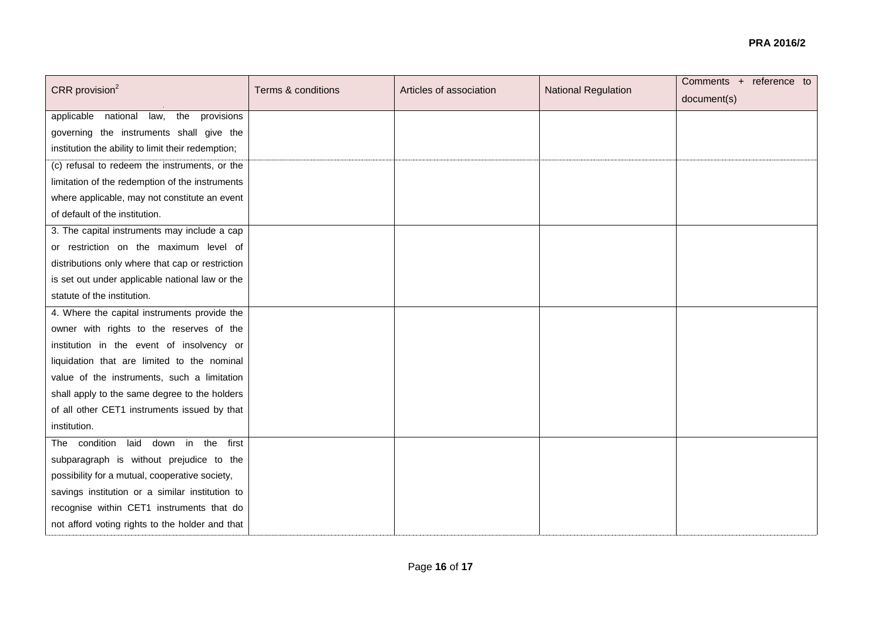| CRR provision[2] | Terms & conditions | Articles of association | National Regulation | Comments + reference to document(s) |
|---|---|---|---|---|
| applicable national law, the provisions governing the instruments shall give the institution the ability to limit their redemption; | | | | |
| (c) refusal to redeem the instruments, or the limitation of the redemption of the instruments where applicable, may not constitute an event of default of the institution. | | | | |
| 3. The capital instruments may include a cap or restriction on the maximum level of distributions only where that cap or restriction is set out under applicable national law or the statute of the institution. | | | | |
| 4. Where the capital instruments provide the owner with rights to the reserves of the institution in the event of insolvency or liquidation that are limited to the nominal value of the instruments, such a limitation shall apply to the same degree to the holders of all other CET1 instruments issued by that institution. | | | | |
| The condition laid down in the first subparagraph is without prejudice to the possibility for a mutual, cooperative society, savings institution or a similar institution to recognise within CET1 instruments that do not afford voting rights to the holder and that | | | | |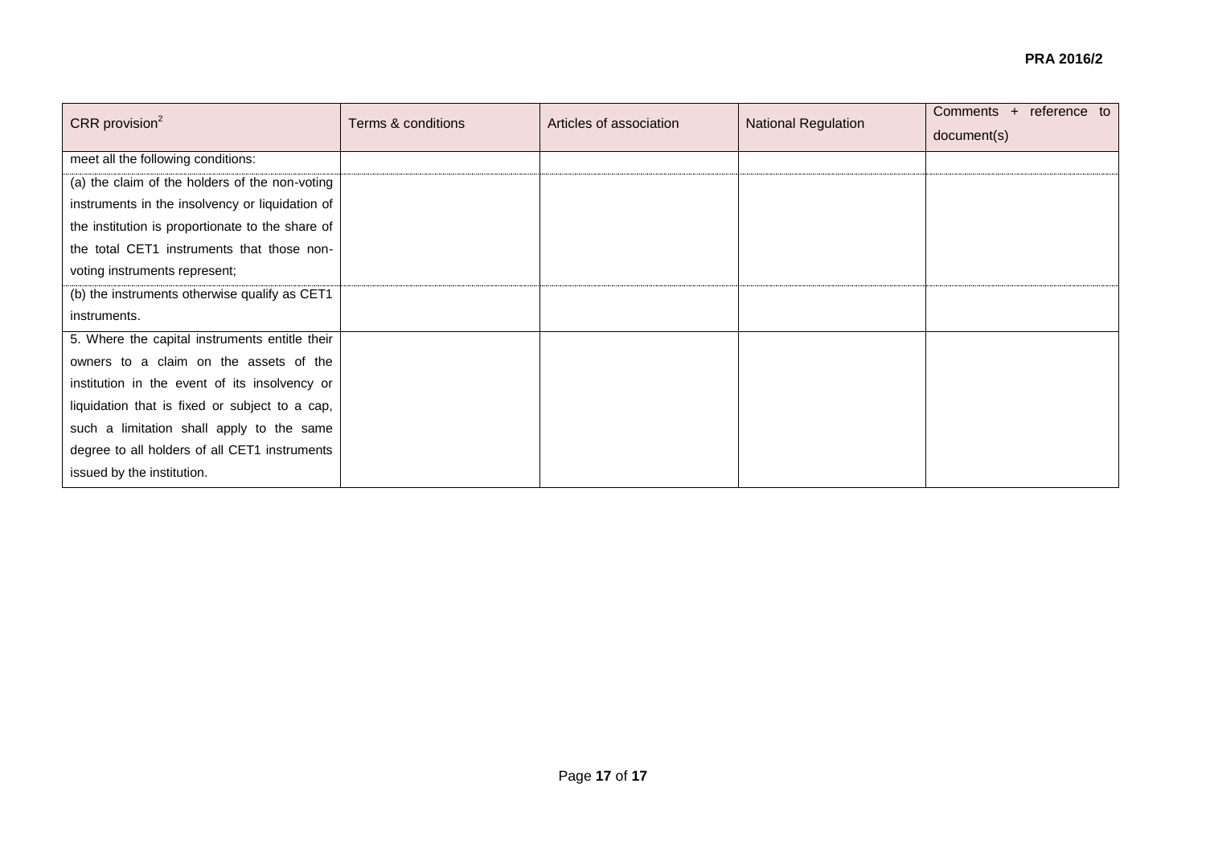| CRR provision[2] | Terms & conditions | Articles of association | National Regulation | Comments + reference to document(s) |
|---|---|---|---|---|
| meet all the following conditions: | | | | |
| (a) the claim of the holders of the non-voting instruments in the insolvency or liquidation of the institution is proportionate to the share of the total CET1 instruments that those non-voting instruments represent; | | | | |
| (b) the instruments otherwise qualify as CET1 instruments. | | | | |
| 5. Where the capital instruments entitle their owners to a claim on the assets of the institution in the event of its insolvency or liquidation that is fixed or subject to a cap, such a limitation shall apply to the same degree to all holders of all CET1 instruments issued by the institution. | | | | |